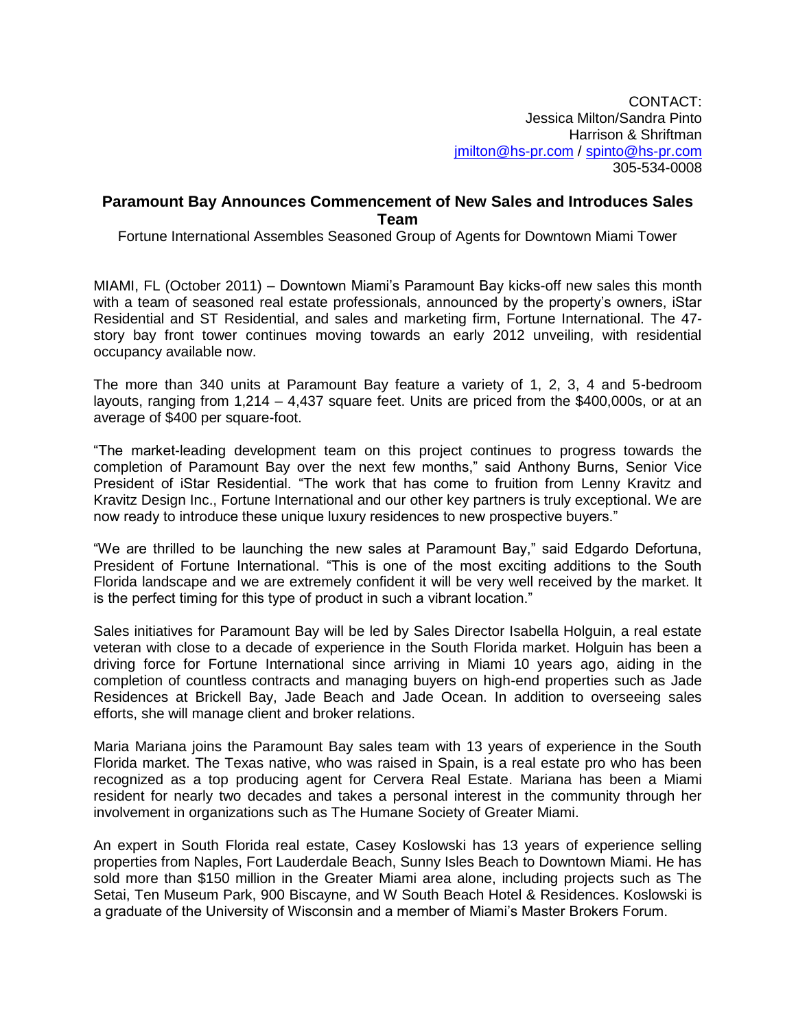CONTACT:
Jessica Milton/Sandra Pinto
Harrison & Shriftman
jmilton@hs-pr.com / spinto@hs-pr.com
305-534-0008

## Paramount Bay Announces Commencement of New Sales and Introduces Sales Team

Fortune International Assembles Seasoned Group of Agents for Downtown Miami Tower

MIAMI, FL (October 2011) – Downtown Miami's Paramount Bay kicks-off new sales this month with a team of seasoned real estate professionals, announced by the property's owners, iStar Residential and ST Residential, and sales and marketing firm, Fortune International. The 47-story bay front tower continues moving towards an early 2012 unveiling, with residential occupancy available now.

The more than 340 units at Paramount Bay feature a variety of 1, 2, 3, 4 and 5-bedroom layouts, ranging from 1,214 – 4,437 square feet. Units are priced from the $400,000s, or at an average of $400 per square-foot.

"The market-leading development team on this project continues to progress towards the completion of Paramount Bay over the next few months," said Anthony Burns, Senior Vice President of iStar Residential. "The work that has come to fruition from Lenny Kravitz and Kravitz Design Inc., Fortune International and our other key partners is truly exceptional. We are now ready to introduce these unique luxury residences to new prospective buyers."

"We are thrilled to be launching the new sales at Paramount Bay," said Edgardo Defortuna, President of Fortune International. "This is one of the most exciting additions to the South Florida landscape and we are extremely confident it will be very well received by the market. It is the perfect timing for this type of product in such a vibrant location."

Sales initiatives for Paramount Bay will be led by Sales Director Isabella Holguin, a real estate veteran with close to a decade of experience in the South Florida market. Holguin has been a driving force for Fortune International since arriving in Miami 10 years ago, aiding in the completion of countless contracts and managing buyers on high-end properties such as Jade Residences at Brickell Bay, Jade Beach and Jade Ocean. In addition to overseeing sales efforts, she will manage client and broker relations.

Maria Mariana joins the Paramount Bay sales team with 13 years of experience in the South Florida market. The Texas native, who was raised in Spain, is a real estate pro who has been recognized as a top producing agent for Cervera Real Estate. Mariana has been a Miami resident for nearly two decades and takes a personal interest in the community through her involvement in organizations such as The Humane Society of Greater Miami.

An expert in South Florida real estate, Casey Koslowski has 13 years of experience selling properties from Naples, Fort Lauderdale Beach, Sunny Isles Beach to Downtown Miami. He has sold more than $150 million in the Greater Miami area alone, including projects such as The Setai, Ten Museum Park, 900 Biscayne, and W South Beach Hotel & Residences. Koslowski is a graduate of the University of Wisconsin and a member of Miami's Master Brokers Forum.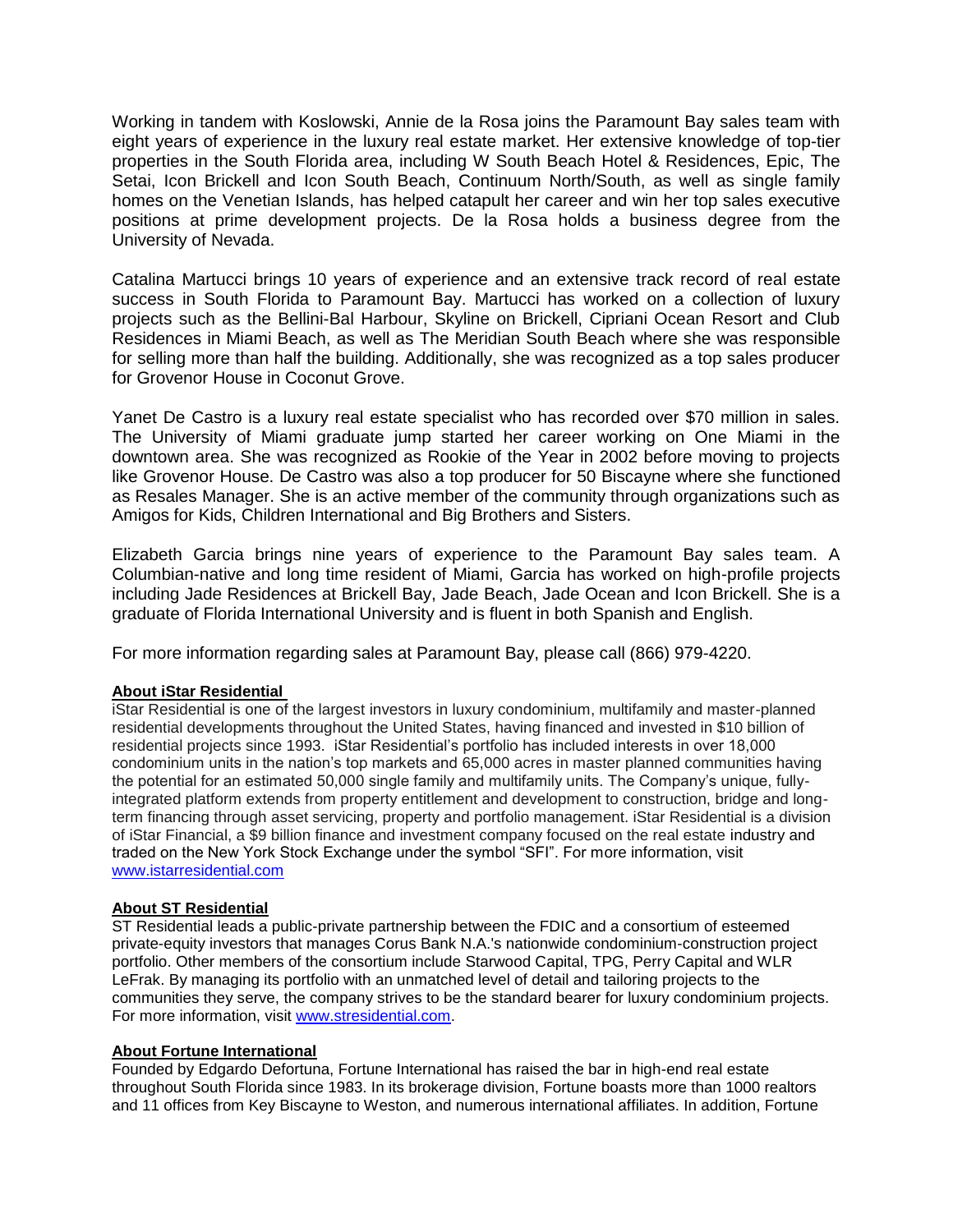Working in tandem with Koslowski, Annie de la Rosa joins the Paramount Bay sales team with eight years of experience in the luxury real estate market. Her extensive knowledge of top-tier properties in the South Florida area, including W South Beach Hotel & Residences, Epic, The Setai, Icon Brickell and Icon South Beach, Continuum North/South, as well as single family homes on the Venetian Islands, has helped catapult her career and win her top sales executive positions at prime development projects. De la Rosa holds a business degree from the University of Nevada.

Catalina Martucci brings 10 years of experience and an extensive track record of real estate success in South Florida to Paramount Bay. Martucci has worked on a collection of luxury projects such as the Bellini-Bal Harbour, Skyline on Brickell, Cipriani Ocean Resort and Club Residences in Miami Beach, as well as The Meridian South Beach where she was responsible for selling more than half the building. Additionally, she was recognized as a top sales producer for Grovenor House in Coconut Grove.

Yanet De Castro is a luxury real estate specialist who has recorded over $70 million in sales. The University of Miami graduate jump started her career working on One Miami in the downtown area. She was recognized as Rookie of the Year in 2002 before moving to projects like Grovenor House. De Castro was also a top producer for 50 Biscayne where she functioned as Resales Manager. She is an active member of the community through organizations such as Amigos for Kids, Children International and Big Brothers and Sisters.

Elizabeth Garcia brings nine years of experience to the Paramount Bay sales team. A Columbian-native and long time resident of Miami, Garcia has worked on high-profile projects including Jade Residences at Brickell Bay, Jade Beach, Jade Ocean and Icon Brickell. She is a graduate of Florida International University and is fluent in both Spanish and English.

For more information regarding sales at Paramount Bay, please call (866) 979-4220.

**About iStar Residential**

iStar Residential is one of the largest investors in luxury condominium, multifamily and master-planned residential developments throughout the United States, having financed and invested in $10 billion of residential projects since 1993. iStar Residential's portfolio has included interests in over 18,000 condominium units in the nation's top markets and 65,000 acres in master planned communities having the potential for an estimated 50,000 single family and multifamily units. The Company's unique, fully-integrated platform extends from property entitlement and development to construction, bridge and long-term financing through asset servicing, property and portfolio management. iStar Residential is a division of iStar Financial, a $9 billion finance and investment company focused on the real estate industry and traded on the New York Stock Exchange under the symbol "SFI". For more information, visit www.istarresidential.com

**About ST Residential**

ST Residential leads a public-private partnership between the FDIC and a consortium of esteemed private-equity investors that manages Corus Bank N.A.'s nationwide condominium-construction project portfolio. Other members of the consortium include Starwood Capital, TPG, Perry Capital and WLR LeFrak. By managing its portfolio with an unmatched level of detail and tailoring projects to the communities they serve, the company strives to be the standard bearer for luxury condominium projects. For more information, visit www.stresidential.com.

**About Fortune International**

Founded by Edgardo Defortuna, Fortune International has raised the bar in high-end real estate throughout South Florida since 1983. In its brokerage division, Fortune boasts more than 1000 realtors and 11 offices from Key Biscayne to Weston, and numerous international affiliates. In addition, Fortune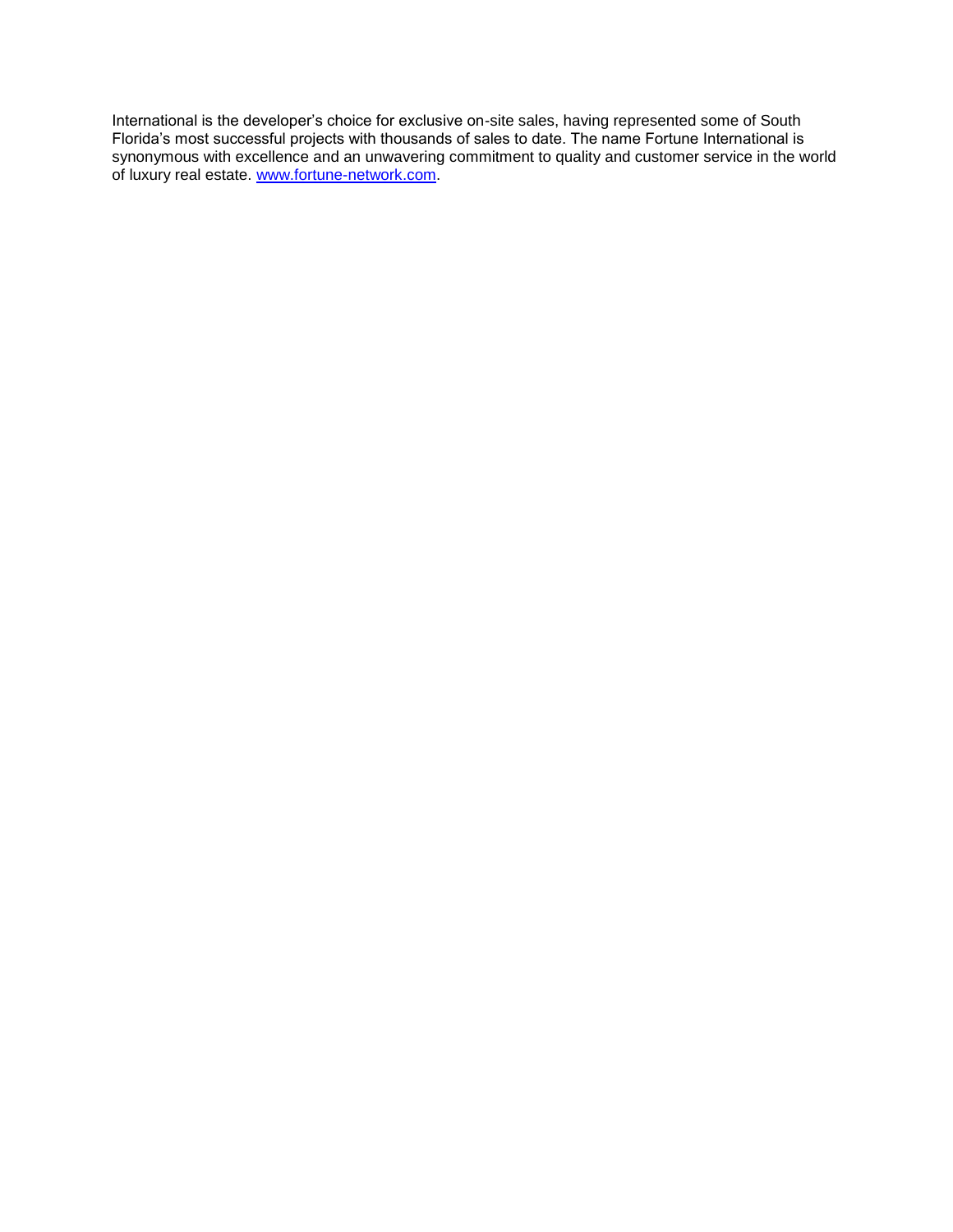International is the developer's choice for exclusive on-site sales, having represented some of South Florida's most successful projects with thousands of sales to date. The name Fortune International is synonymous with excellence and an unwavering commitment to quality and customer service in the world of luxury real estate. [www.fortune-network.com](http://www.fortune-network.com).